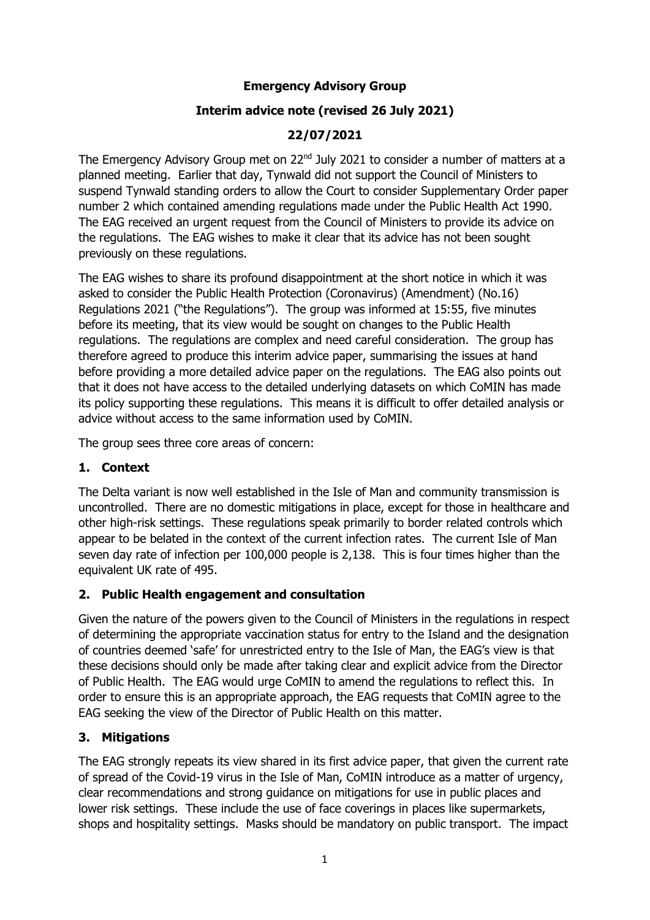**Emergency Advisory Group**

**Interim advice note (revised 26 July 2021)**

**22/07/2021**

The Emergency Advisory Group met on 22nd July 2021 to consider a number of matters at a planned meeting. Earlier that day, Tynwald did not support the Council of Ministers to suspend Tynwald standing orders to allow the Court to consider Supplementary Order paper number 2 which contained amending regulations made under the Public Health Act 1990. The EAG received an urgent request from the Council of Ministers to provide its advice on the regulations. The EAG wishes to make it clear that its advice has not been sought previously on these regulations.

The EAG wishes to share its profound disappointment at the short notice in which it was asked to consider the Public Health Protection (Coronavirus) (Amendment) (No.16) Regulations 2021 ("the Regulations"). The group was informed at 15:55, five minutes before its meeting, that its view would be sought on changes to the Public Health regulations. The regulations are complex and need careful consideration. The group has therefore agreed to produce this interim advice paper, summarising the issues at hand before providing a more detailed advice paper on the regulations. The EAG also points out that it does not have access to the detailed underlying datasets on which CoMIN has made its policy supporting these regulations. This means it is difficult to offer detailed analysis or advice without access to the same information used by CoMIN.

The group sees three core areas of concern:

## 1. Context

The Delta variant is now well established in the Isle of Man and community transmission is uncontrolled. There are no domestic mitigations in place, except for those in healthcare and other high-risk settings. These regulations speak primarily to border related controls which appear to be belated in the context of the current infection rates. The current Isle of Man seven day rate of infection per 100,000 people is 2,138. This is four times higher than the equivalent UK rate of 495.

## 2. Public Health engagement and consultation

Given the nature of the powers given to the Council of Ministers in the regulations in respect of determining the appropriate vaccination status for entry to the Island and the designation of countries deemed 'safe' for unrestricted entry to the Isle of Man, the EAG's view is that these decisions should only be made after taking clear and explicit advice from the Director of Public Health. The EAG would urge CoMIN to amend the regulations to reflect this. In order to ensure this is an appropriate approach, the EAG requests that CoMIN agree to the EAG seeking the view of the Director of Public Health on this matter.

## 3. Mitigations

The EAG strongly repeats its view shared in its first advice paper, that given the current rate of spread of the Covid-19 virus in the Isle of Man, CoMIN introduce as a matter of urgency, clear recommendations and strong guidance on mitigations for use in public places and lower risk settings. These include the use of face coverings in places like supermarkets, shops and hospitality settings. Masks should be mandatory on public transport. The impact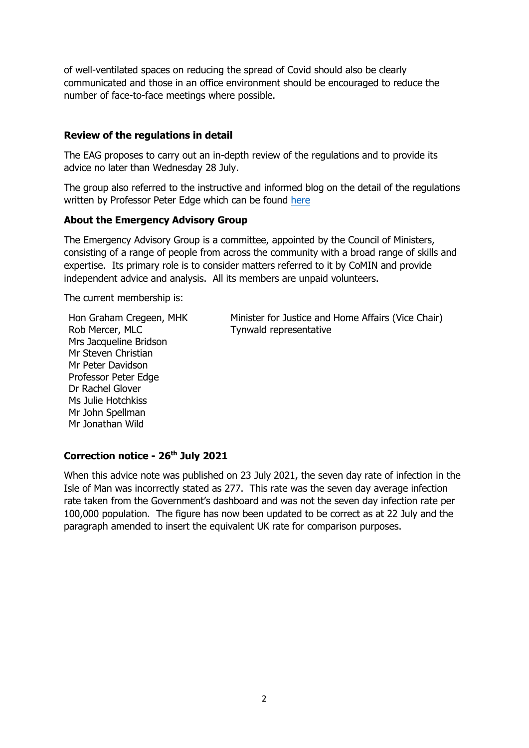of well-ventilated spaces on reducing the spread of Covid should also be clearly communicated and those in an office environment should be encouraged to reduce the number of face-to-face meetings where possible.

### Review of the regulations in detail

The EAG proposes to carry out an in-depth review of the regulations and to provide its advice no later than Wednesday 28 July.

The group also referred to the instructive and informed blog on the detail of the regulations written by Professor Peter Edge which can be found here

### About the Emergency Advisory Group

The Emergency Advisory Group is a committee, appointed by the Council of Ministers, consisting of a range of people from across the community with a broad range of skills and expertise. Its primary role is to consider matters referred to it by CoMIN and provide independent advice and analysis. All its members are unpaid volunteers.

The current membership is:

| | |
|---|---|
| Hon Graham Cregeen, MHK | Minister for Justice and Home Affairs (Vice Chair) |
| Rob Mercer, MLC | Tynwald representative |
| Mrs Jacqueline Bridson | |
| Mr Steven Christian | |
| Mr Peter Davidson | |
| Professor Peter Edge | |
| Dr Rachel Glover | |
| Ms Julie Hotchkiss | |
| Mr John Spellman | |
| Mr Jonathan Wild | |

### Correction notice - 26th July 2021

When this advice note was published on 23 July 2021, the seven day rate of infection in the Isle of Man was incorrectly stated as 277. This rate was the seven day average infection rate taken from the Government's dashboard and was not the seven day infection rate per 100,000 population. The figure has now been updated to be correct as at 22 July and the paragraph amended to insert the equivalent UK rate for comparison purposes.